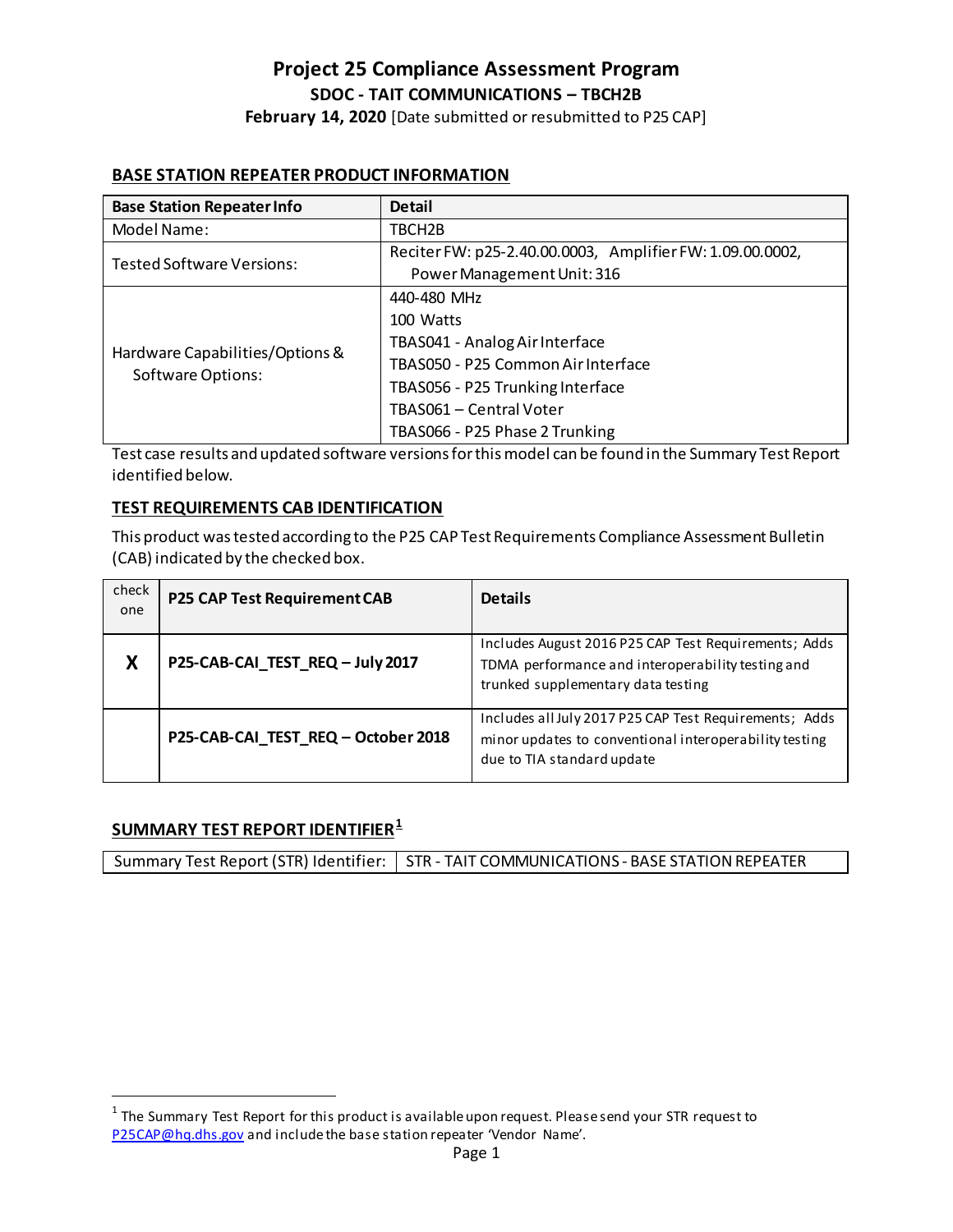# Project 25 Compliance Assessment Program

## SDOC - TAIT COMMUNICATIONS – TBCH2B

**February 14, 2020** [Date submitted or resubmitted to P25 CAP]

### BASE STATION REPEATER PRODUCT INFORMATION

| Base Station Repeater Info | Detail |
|---|---|
| Model Name: | TBCH2B |
| Tested Software Versions: | Reciter FW: p25-2.40.00.0003, Amplifier FW: 1.09.00.0002, Power Management Unit: 316 |
| Hardware Capabilities/Options & Software Options: | 440-480 MHz<br>100 Watts<br>TBAS041 - Analog Air Interface<br>TBAS050 - P25 Common Air Interface<br>TBAS056 - P25 Trunking Interface<br>TBAS061 – Central Voter<br>TBAS066 - P25 Phase 2 Trunking |

Test case results and updated software versions for this model can be found in the Summary Test Report identified below.

### TEST REQUIREMENTS CAB IDENTIFICATION

This product was tested according to the P25 CAP Test Requirements Compliance Assessment Bulletin (CAB) indicated by the checked box.

| check one | P25 CAP Test Requirement CAB | Details |
|---|---|---|
| **X** | **P25-CAB-CAI_TEST_REQ – July 2017** | Includes August 2016 P25 CAP Test Requirements; Adds TDMA performance and interoperability testing and trunked supplementary data testing |
| | **P25-CAB-CAI_TEST_REQ – October 2018** | Includes all July 2017 P25 CAP Test Requirements; Adds minor updates to conventional interoperability testing due to TIA standard update |

### SUMMARY TEST REPORT IDENTIFIER[1]

| Summary Test Report (STR) Identifier: | STR - TAIT COMMUNICATIONS - BASE STATION REPEATER |
|---|---|

[1] The Summary Test Report for this product is available upon request. Please send your STR request to P25CAP@hq.dhs.gov and include the base station repeater 'Vendor Name'.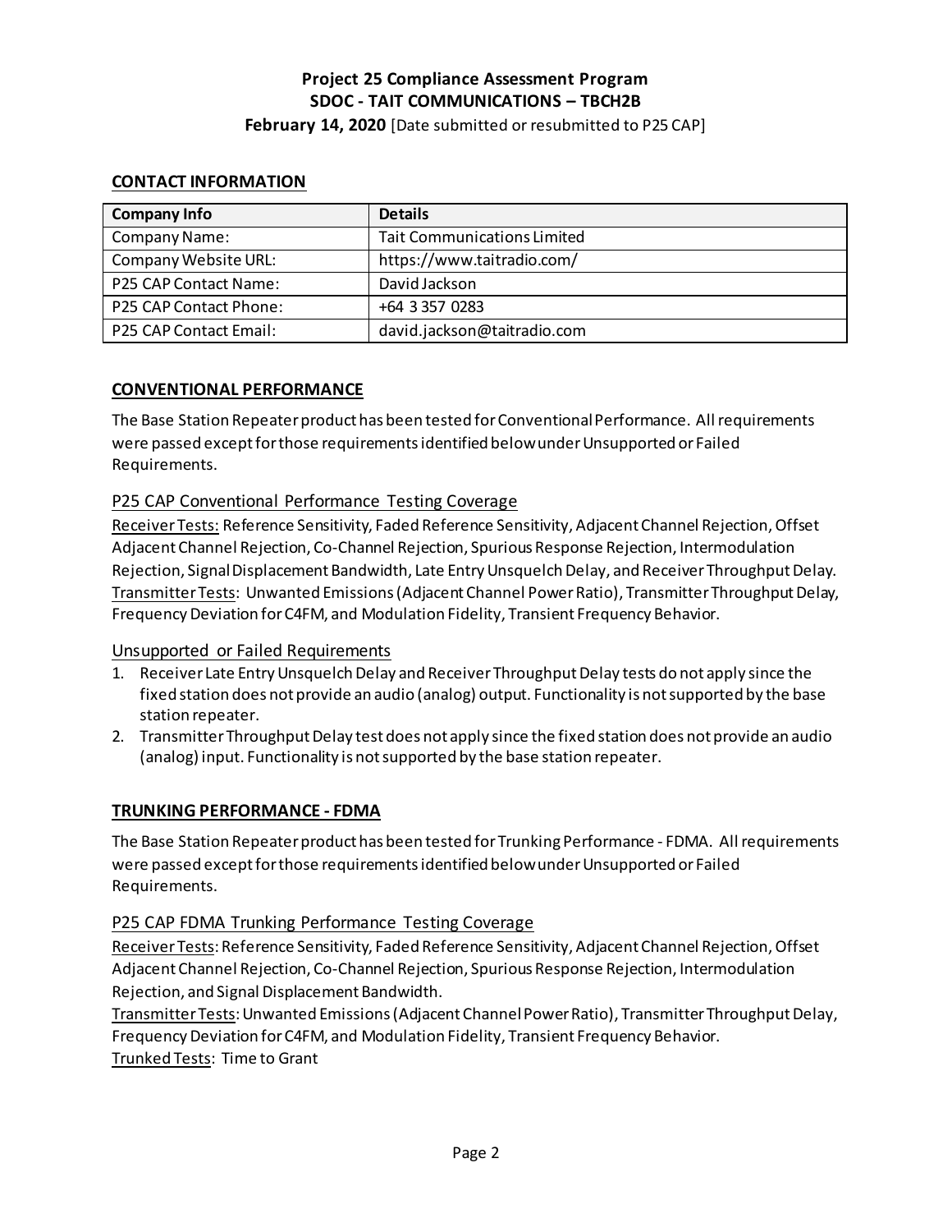**Project 25 Compliance Assessment Program**
**SDOC - TAIT COMMUNICATIONS – TBCH2B**
**February 14, 2020** [Date submitted or resubmitted to P25 CAP]

## CONTACT INFORMATION

| Company Info | Details |
| --- | --- |
| Company Name: | Tait Communications Limited |
| Company Website URL: | https://www.taitradio.com/ |
| P25 CAP Contact Name: | David Jackson |
| P25 CAP Contact Phone: | +64 3 357 0283 |
| P25 CAP Contact Email: | david.jackson@taitradio.com |

## CONVENTIONAL PERFORMANCE

The Base Station Repeater product has been tested for Conventional Performance. All requirements were passed except for those requirements identified below under Unsupported or Failed Requirements.

### P25 CAP Conventional Performance Testing Coverage

Receiver Tests: Reference Sensitivity, Faded Reference Sensitivity, Adjacent Channel Rejection, Offset Adjacent Channel Rejection, Co-Channel Rejection, Spurious Response Rejection, Intermodulation Rejection, Signal Displacement Bandwidth, Late Entry Unsquelch Delay, and Receiver Throughput Delay.
Transmitter Tests: Unwanted Emissions (Adjacent Channel Power Ratio), Transmitter Throughput Delay, Frequency Deviation for C4FM, and Modulation Fidelity, Transient Frequency Behavior.

### Unsupported or Failed Requirements

1. Receiver Late Entry Unsquelch Delay and Receiver Throughput Delay tests do not apply since the fixed station does not provide an audio (analog) output. Functionality is not supported by the base station repeater.
2. Transmitter Throughput Delay test does not apply since the fixed station does not provide an audio (analog) input. Functionality is not supported by the base station repeater.

## TRUNKING PERFORMANCE - FDMA

The Base Station Repeater product has been tested for Trunking Performance - FDMA. All requirements were passed except for those requirements identified below under Unsupported or Failed Requirements.

### P25 CAP FDMA Trunking Performance Testing Coverage

Receiver Tests: Reference Sensitivity, Faded Reference Sensitivity, Adjacent Channel Rejection, Offset Adjacent Channel Rejection, Co-Channel Rejection, Spurious Response Rejection, Intermodulation Rejection, and Signal Displacement Bandwidth.
Transmitter Tests: Unwanted Emissions (Adjacent Channel Power Ratio), Transmitter Throughput Delay, Frequency Deviation for C4FM, and Modulation Fidelity, Transient Frequency Behavior.
Trunked Tests: Time to Grant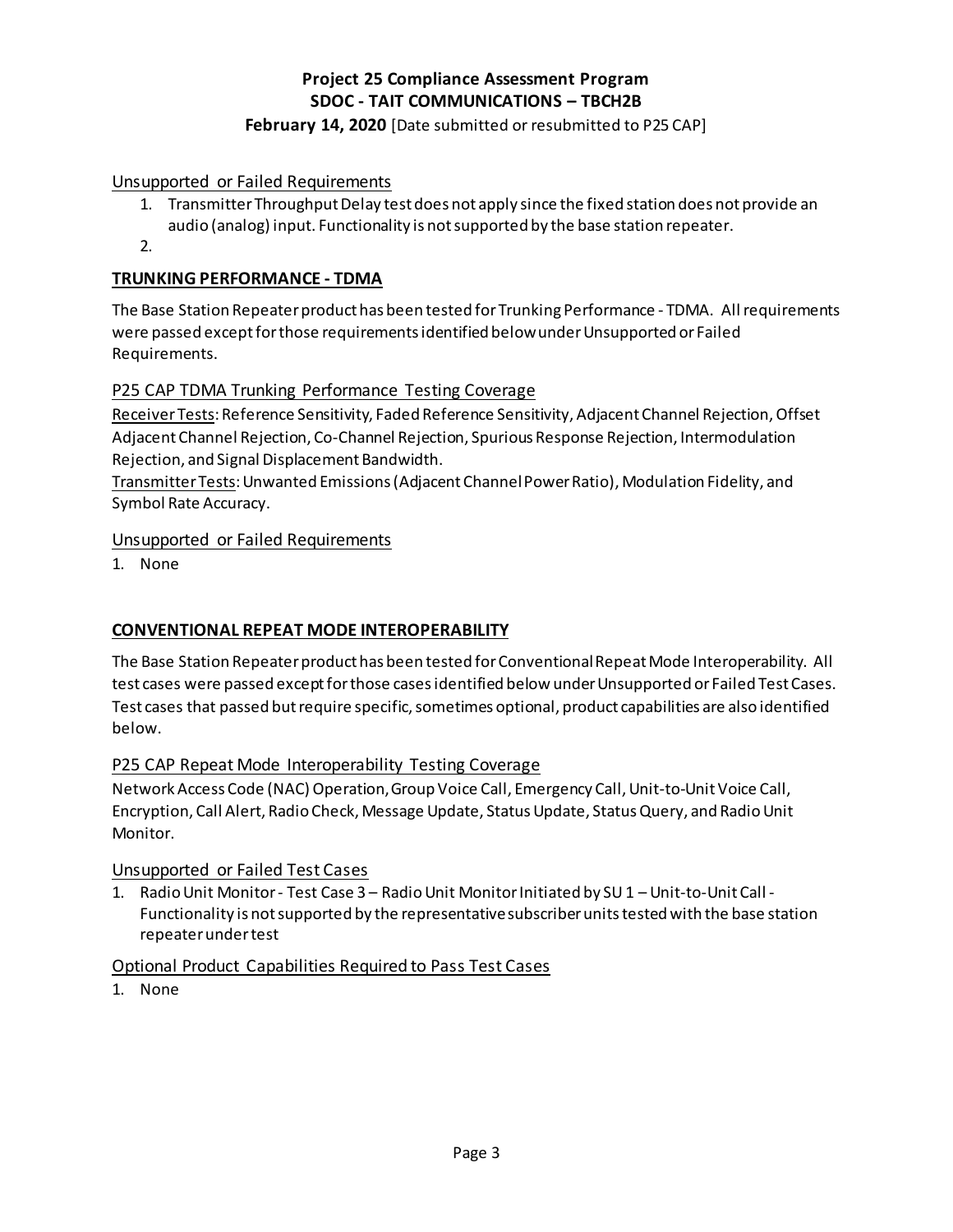Unsupported or Failed Requirements

1. Transmitter Throughput Delay test does not apply since the fixed station does not provide an audio (analog) input. Functionality is not supported by the base station repeater.
2.

## TRUNKING PERFORMANCE - TDMA

The Base Station Repeater product has been tested for Trunking Performance - TDMA. All requirements were passed except for those requirements identified below under Unsupported or Failed Requirements.

### P25 CAP TDMA Trunking Performance Testing Coverage

Receiver Tests: Reference Sensitivity, Faded Reference Sensitivity, Adjacent Channel Rejection, Offset Adjacent Channel Rejection, Co-Channel Rejection, Spurious Response Rejection, Intermodulation Rejection, and Signal Displacement Bandwidth.
Transmitter Tests: Unwanted Emissions (Adjacent Channel Power Ratio), Modulation Fidelity, and Symbol Rate Accuracy.

### Unsupported or Failed Requirements

1. None

## CONVENTIONAL REPEAT MODE INTEROPERABILITY

The Base Station Repeater product has been tested for Conventional Repeat Mode Interoperability. All test cases were passed except for those cases identified below under Unsupported or Failed Test Cases. Test cases that passed but require specific, sometimes optional, product capabilities are also identified below.

### P25 CAP Repeat Mode Interoperability Testing Coverage

Network Access Code (NAC) Operation, Group Voice Call, Emergency Call, Unit-to-Unit Voice Call, Encryption, Call Alert, Radio Check, Message Update, Status Update, Status Query, and Radio Unit Monitor.

### Unsupported or Failed Test Cases

1. Radio Unit Monitor - Test Case 3 – Radio Unit Monitor Initiated by SU 1 – Unit-to-Unit Call - Functionality is not supported by the representative subscriber units tested with the base station repeater under test

### Optional Product Capabilities Required to Pass Test Cases

1. None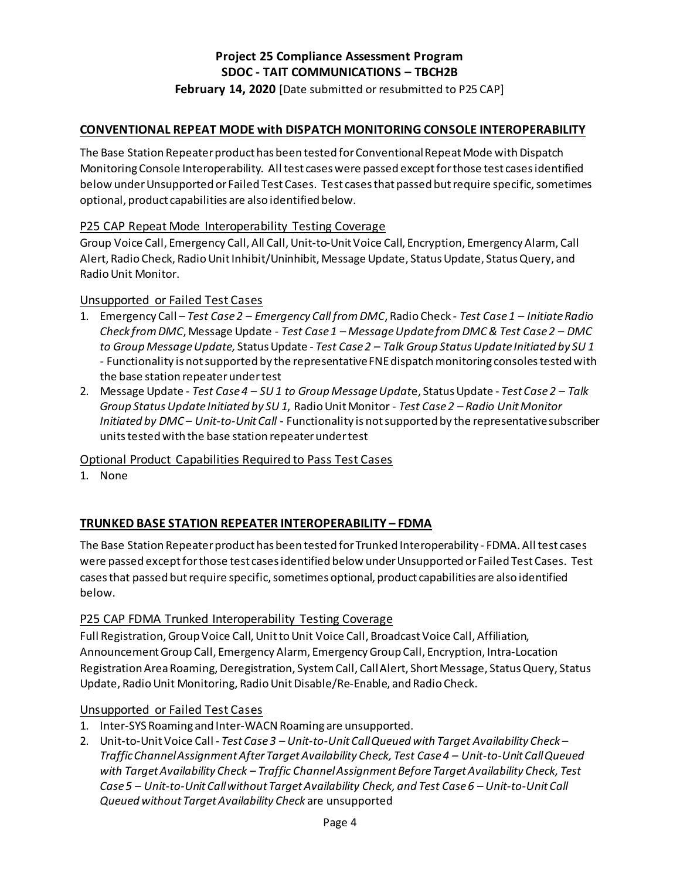**Project 25 Compliance Assessment Program**
**SDOC - TAIT COMMUNICATIONS – TBCH2B**
**February 14, 2020** [Date submitted or resubmitted to P25 CAP]

## CONVENTIONAL REPEAT MODE with DISPATCH MONITORING CONSOLE INTEROPERABILITY

The Base Station Repeater product has been tested for Conventional Repeat Mode with Dispatch Monitoring Console Interoperability. All test cases were passed except for those test cases identified below under Unsupported or Failed Test Cases. Test cases that passed but require specific, sometimes optional, product capabilities are also identified below.

### P25 CAP Repeat Mode Interoperability Testing Coverage

Group Voice Call, Emergency Call, All Call, Unit-to-Unit Voice Call, Encryption, Emergency Alarm, Call Alert, Radio Check, Radio Unit Inhibit/Uninhibit, Message Update, Status Update, Status Query, and Radio Unit Monitor.

### Unsupported or Failed Test Cases

1. Emergency Call – *Test Case 2 – Emergency Call from DMC*, Radio Check - *Test Case 1 – Initiate Radio Check from DMC*, Message Update - *Test Case 1 – Message Update from DMC & Test Case 2 – DMC to Group Message Update,* Status Update - *Test Case 2 – Talk Group Status Update Initiated by SU 1* - Functionality is not supported by the representative FNE dispatch monitoring consoles tested with the base station repeater under test
2. Message Update - *Test Case 4 – SU 1 to Group Message Update*, Status Update - *Test Case 2 – Talk Group Status Update Initiated by SU 1,* Radio Unit Monitor - *Test Case 2 – Radio Unit Monitor Initiated by DMC – Unit-to-Unit Call* - Functionality is not supported by the representative subscriber units tested with the base station repeater under test

### Optional Product Capabilities Required to Pass Test Cases

1. None

## TRUNKED BASE STATION REPEATER INTEROPERABILITY – FDMA

The Base Station Repeater product has been tested for Trunked Interoperability - FDMA. All test cases were passed except for those test cases identified below under Unsupported or Failed Test Cases. Test cases that passed but require specific, sometimes optional, product capabilities are also identified below.

### P25 CAP FDMA Trunked Interoperability Testing Coverage

Full Registration, Group Voice Call, Unit to Unit Voice Call, Broadcast Voice Call, Affiliation, Announcement Group Call, Emergency Alarm, Emergency Group Call, Encryption, Intra-Location Registration Area Roaming, Deregistration, System Call, Call Alert, Short Message, Status Query, Status Update, Radio Unit Monitoring, Radio Unit Disable/Re-Enable, and Radio Check.

### Unsupported or Failed Test Cases

1. Inter-SYS Roaming and Inter-WACN Roaming are unsupported.
2. Unit-to-Unit Voice Call - *Test Case 3 – Unit-to-Unit Call Queued with Target Availability Check – Traffic Channel Assignment After Target Availability Check, Test Case 4 – Unit-to-Unit Call Queued with Target Availability Check – Traffic Channel Assignment Before Target Availability Check, Test Case 5 – Unit-to-Unit Call without Target Availability Check, and Test Case 6 – Unit-to-Unit Call Queued without Target Availability Check* are unsupported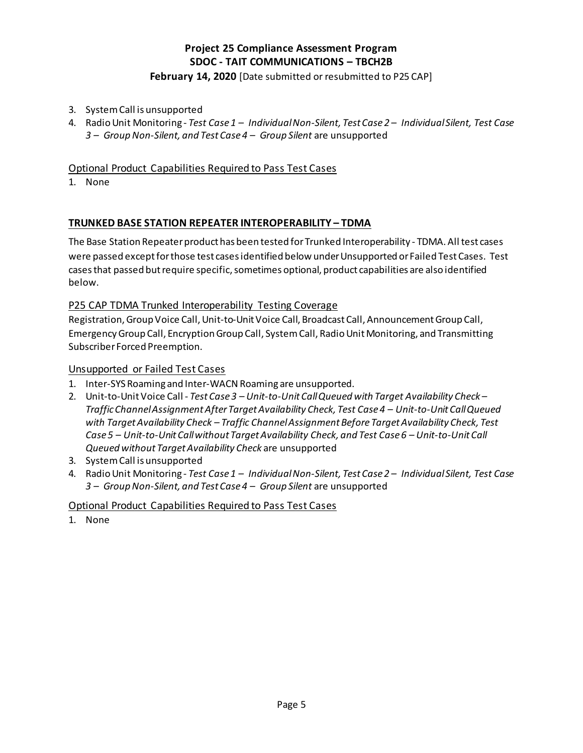3. System Call is unsupported
4. Radio Unit Monitoring - *Test Case 1 – Individual Non-Silent, Test Case 2 – Individual Silent, Test Case 3 – Group Non-Silent, and Test Case 4 – Group Silent* are unsupported

Optional Product Capabilities Required to Pass Test Cases

1. None

## TRUNKED BASE STATION REPEATER INTEROPERABILITY – TDMA

The Base Station Repeater product has been tested for Trunked Interoperability - TDMA. All test cases were passed except for those test cases identified below under Unsupported or Failed Test Cases. Test cases that passed but require specific, sometimes optional, product capabilities are also identified below.

P25 CAP TDMA Trunked Interoperability Testing Coverage

Registration, Group Voice Call, Unit-to-Unit Voice Call, Broadcast Call, Announcement Group Call, Emergency Group Call, Encryption Group Call, System Call, Radio Unit Monitoring, and Transmitting Subscriber Forced Preemption.

Unsupported or Failed Test Cases

1. Inter-SYS Roaming and Inter-WACN Roaming are unsupported.
2. Unit-to-Unit Voice Call - *Test Case 3 – Unit-to-Unit Call Queued with Target Availability Check – Traffic Channel Assignment After Target Availability Check, Test Case 4 – Unit-to-Unit Call Queued with Target Availability Check – Traffic Channel Assignment Before Target Availability Check, Test Case 5 – Unit-to-Unit Call without Target Availability Check, and Test Case 6 – Unit-to-Unit Call Queued without Target Availability Check* are unsupported
3. System Call is unsupported
4. Radio Unit Monitoring - *Test Case 1 – Individual Non-Silent, Test Case 2 – Individual Silent, Test Case 3 – Group Non-Silent, and Test Case 4 – Group Silent* are unsupported

Optional Product Capabilities Required to Pass Test Cases

1. None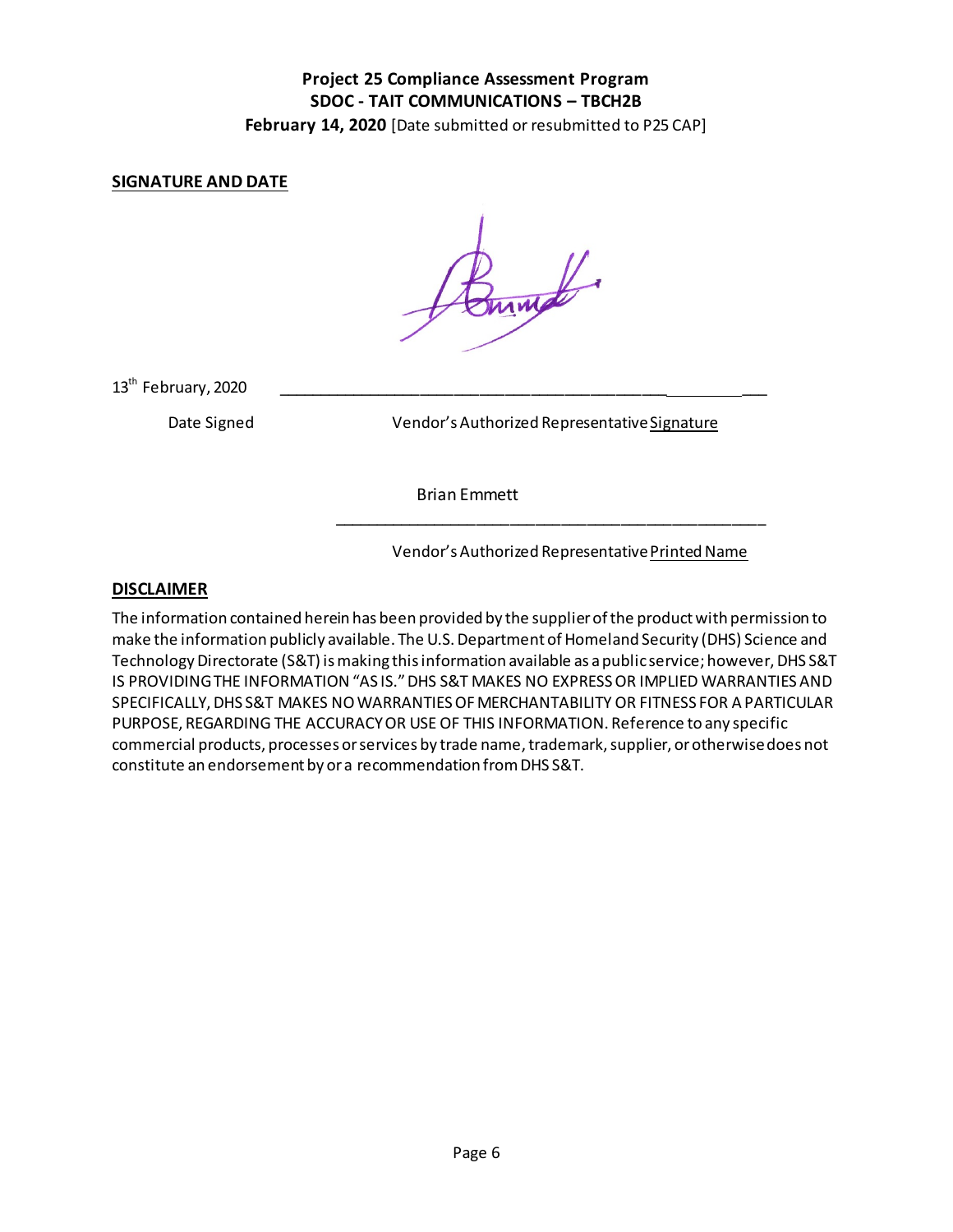**Project 25 Compliance Assessment Program**
**SDOC - TAIT COMMUNICATIONS – TBCH2B**
**February 14, 2020** [Date submitted or resubmitted to P25 CAP]

**SIGNATURE AND DATE**

13th February, 2020 ______________________________________________

Date Signed Vendor's Authorized Representative Signature

Brian Emmett
______________________________________________

Vendor's Authorized Representative Printed Name

**DISCLAIMER**

The information contained herein has been provided by the supplier of the product with permission to make the information publicly available. The U.S. Department of Homeland Security (DHS) Science and Technology Directorate (S&T) is making this information available as a public service; however, DHS S&T IS PROVIDING THE INFORMATION "AS IS." DHS S&T MAKES NO EXPRESS OR IMPLIED WARRANTIES AND SPECIFICALLY, DHS S&T MAKES NO WARRANTIES OF MERCHANTABILITY OR FITNESS FOR A PARTICULAR PURPOSE, REGARDING THE ACCURACY OR USE OF THIS INFORMATION. Reference to any specific commercial products, processes or services by trade name, trademark, supplier, or otherwise does not constitute an endorsement by or a recommendation from DHS S&T.